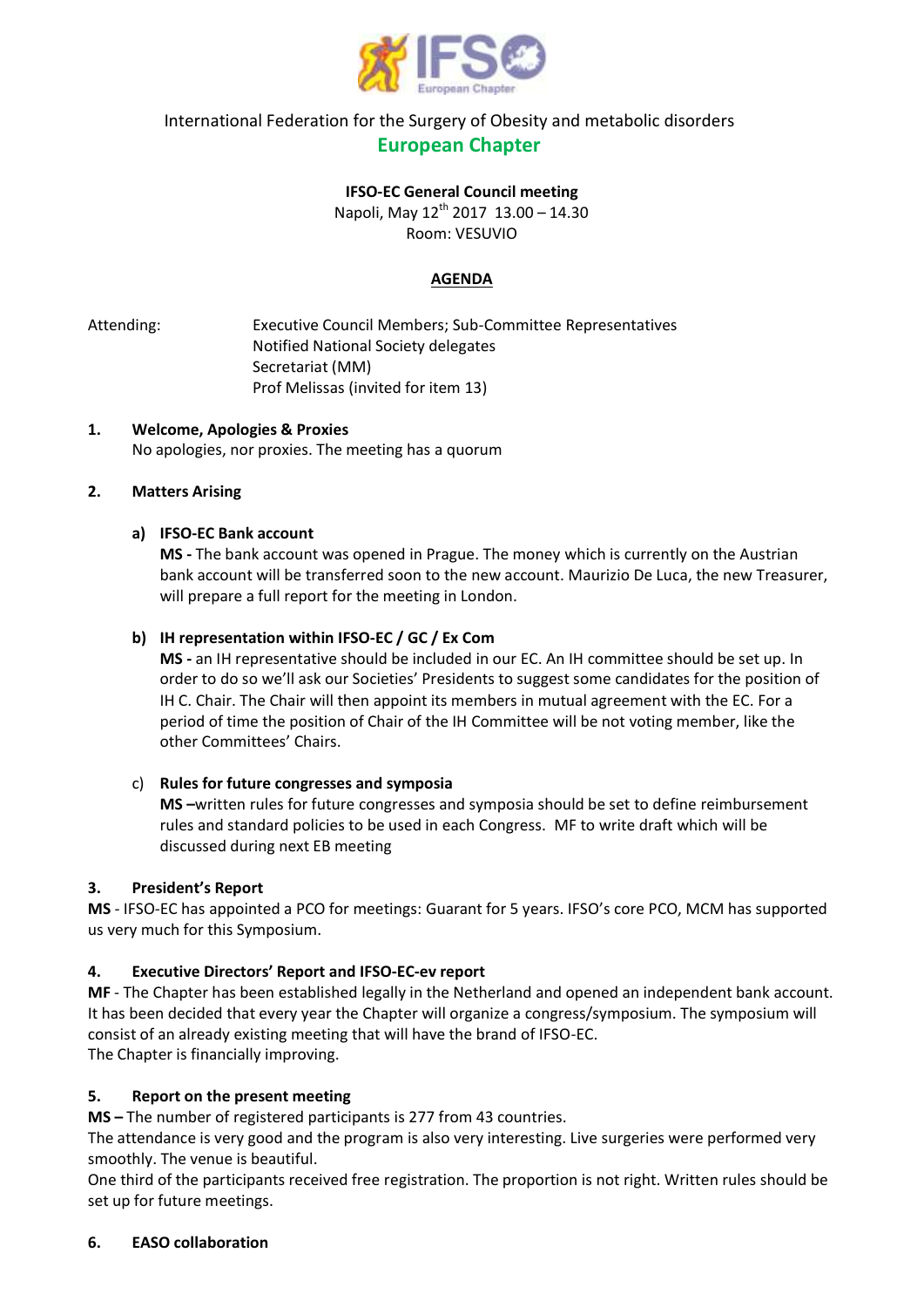International Federation for the Surgery of Obesity and metabolic disorders

# European Chapter

**IFSO-EC General Council meeting**

Napoli, May 12th 2017 13.00 – 14.30

Room: VESUVIO

## AGENDA

Attending: Executive Council Members; Sub-Committee Representatives
Notified National Society delegates
Secretariat (MM)
Prof Melissas (invited for item 13)

### 1. Welcome, Apologies & Proxies

No apologies, nor proxies. The meeting has a quorum

### 2. Matters Arising

**a) IFSO-EC Bank account**

**MS -** The bank account was opened in Prague. The money which is currently on the Austrian bank account will be transferred soon to the new account. Maurizio De Luca, the new Treasurer, will prepare a full report for the meeting in London.

**b) IH representation within IFSO-EC / GC / Ex Com**

**MS -** an IH representative should be included in our EC. An IH committee should be set up. In order to do so we'll ask our Societies' Presidents to suggest some candidates for the position of IH C. Chair. The Chair will then appoint its members in mutual agreement with the EC. For a period of time the position of Chair of the IH Committee will be not voting member, like the other Committees' Chairs.

c) **Rules for future congresses and symposia**

**MS –**written rules for future congresses and symposia should be set to define reimbursement rules and standard policies to be used in each Congress. MF to write draft which will be discussed during next EB meeting

### 3. President's Report

**MS** - IFSO-EC has appointed a PCO for meetings: Guarant for 5 years. IFSO's core PCO, MCM has supported us very much for this Symposium.

### 4. Executive Directors' Report and IFSO-EC-ev report

**MF** - The Chapter has been established legally in the Netherland and opened an independent bank account. It has been decided that every year the Chapter will organize a congress/symposium. The symposium will consist of an already existing meeting that will have the brand of IFSO-EC.
The Chapter is financially improving.

### 5. Report on the present meeting

**MS –** The number of registered participants is 277 from 43 countries.
The attendance is very good and the program is also very interesting. Live surgeries were performed very smoothly. The venue is beautiful.
One third of the participants received free registration. The proportion is not right. Written rules should be set up for future meetings.

### 6. EASO collaboration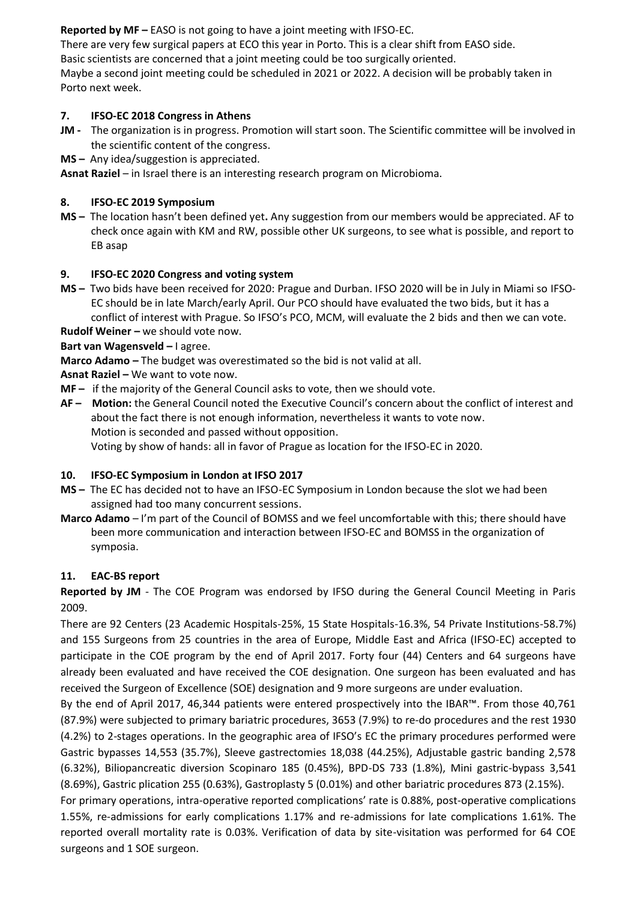**Reported by MF –** EASO is not going to have a joint meeting with IFSO-EC.
There are very few surgical papers at ECO this year in Porto. This is a clear shift from EASO side.
Basic scientists are concerned that a joint meeting could be too surgically oriented.
Maybe a second joint meeting could be scheduled in 2021 or 2022. A decision will be probably taken in Porto next week.

## 7. IFSO-EC 2018 Congress in Athens

**JM -** The organization is in progress. Promotion will start soon. The Scientific committee will be involved in the scientific content of the congress.

**MS –** Any idea/suggestion is appreciated.

**Asnat Raziel** – in Israel there is an interesting research program on Microbioma.

## 8. IFSO-EC 2019 Symposium

**MS –** The location hasn't been defined yet**.** Any suggestion from our members would be appreciated. AF to check once again with KM and RW, possible other UK surgeons, to see what is possible, and report to EB asap

## 9. IFSO-EC 2020 Congress and voting system

**MS –** Two bids have been received for 2020: Prague and Durban. IFSO 2020 will be in July in Miami so IFSO-EC should be in late March/early April. Our PCO should have evaluated the two bids, but it has a conflict of interest with Prague. So IFSO's PCO, MCM, will evaluate the 2 bids and then we can vote.

**Rudolf Weiner –** we should vote now.

**Bart van Wagensveld –** I agree.

**Marco Adamo –** The budget was overestimated so the bid is not valid at all.

**Asnat Raziel –** We want to vote now.

**MF –** if the majority of the General Council asks to vote, then we should vote.

**AF – Motion:** the General Council noted the Executive Council's concern about the conflict of interest and about the fact there is not enough information, nevertheless it wants to vote now.
Motion is seconded and passed without opposition.
Voting by show of hands: all in favor of Prague as location for the IFSO-EC in 2020.

## 10. IFSO-EC Symposium in London at IFSO 2017

**MS –** The EC has decided not to have an IFSO-EC Symposium in London because the slot we had been assigned had too many concurrent sessions.

**Marco Adamo** – I'm part of the Council of BOMSS and we feel uncomfortable with this; there should have been more communication and interaction between IFSO-EC and BOMSS in the organization of symposia.

## 11. EAC-BS report

**Reported by JM** - The COE Program was endorsed by IFSO during the General Council Meeting in Paris 2009.

There are 92 Centers (23 Academic Hospitals-25%, 15 State Hospitals-16.3%, 54 Private Institutions-58.7%) and 155 Surgeons from 25 countries in the area of Europe, Middle East and Africa (IFSO-EC) accepted to participate in the COE program by the end of April 2017. Forty four (44) Centers and 64 surgeons have already been evaluated and have received the COE designation. One surgeon has been evaluated and has received the Surgeon of Excellence (SOE) designation and 9 more surgeons are under evaluation.

By the end of April 2017, 46,344 patients were entered prospectively into the IBAR™. From those 40,761 (87.9%) were subjected to primary bariatric procedures, 3653 (7.9%) to re-do procedures and the rest 1930 (4.2%) to 2-stages operations. In the geographic area of IFSO's EC the primary procedures performed were Gastric bypasses 14,553 (35.7%), Sleeve gastrectomies 18,038 (44.25%), Adjustable gastric banding 2,578 (6.32%), Biliopancreatic diversion Scopinaro 185 (0.45%), BPD-DS 733 (1.8%), Mini gastric-bypass 3,541 (8.69%), Gastric plication 255 (0.63%), Gastroplasty 5 (0.01%) and other bariatric procedures 873 (2.15%).

For primary operations, intra-operative reported complications' rate is 0.88%, post-operative complications 1.55%, re-admissions for early complications 1.17% and re-admissions for late complications 1.61%. The reported overall mortality rate is 0.03%. Verification of data by site-visitation was performed for 64 COE surgeons and 1 SOE surgeon.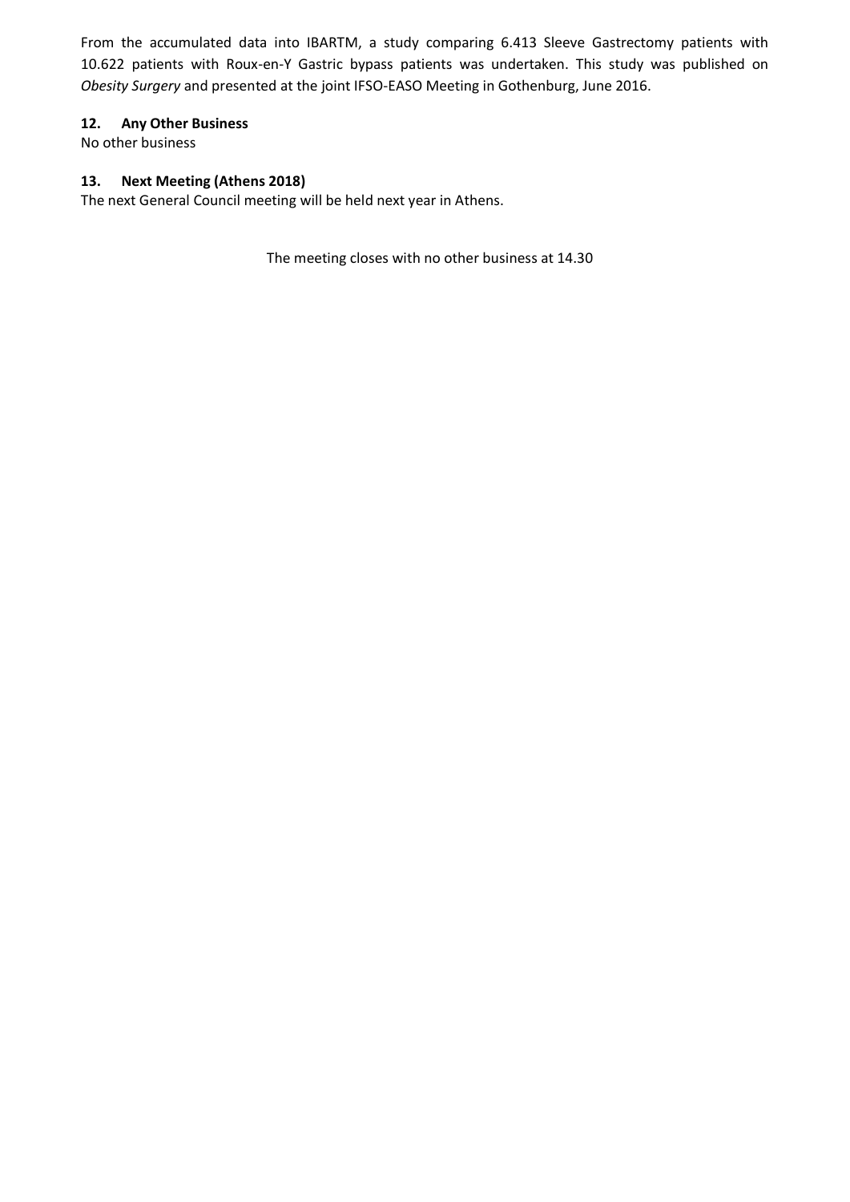From the accumulated data into IBARTM, a study comparing 6.413 Sleeve Gastrectomy patients with 10.622 patients with Roux-en-Y Gastric bypass patients was undertaken. This study was published on *Obesity Surgery* and presented at the joint IFSO-EASO Meeting in Gothenburg, June 2016.

**12. Any Other Business**

No other business

**13. Next Meeting (Athens 2018)**

The next General Council meeting will be held next year in Athens.

The meeting closes with no other business at 14.30